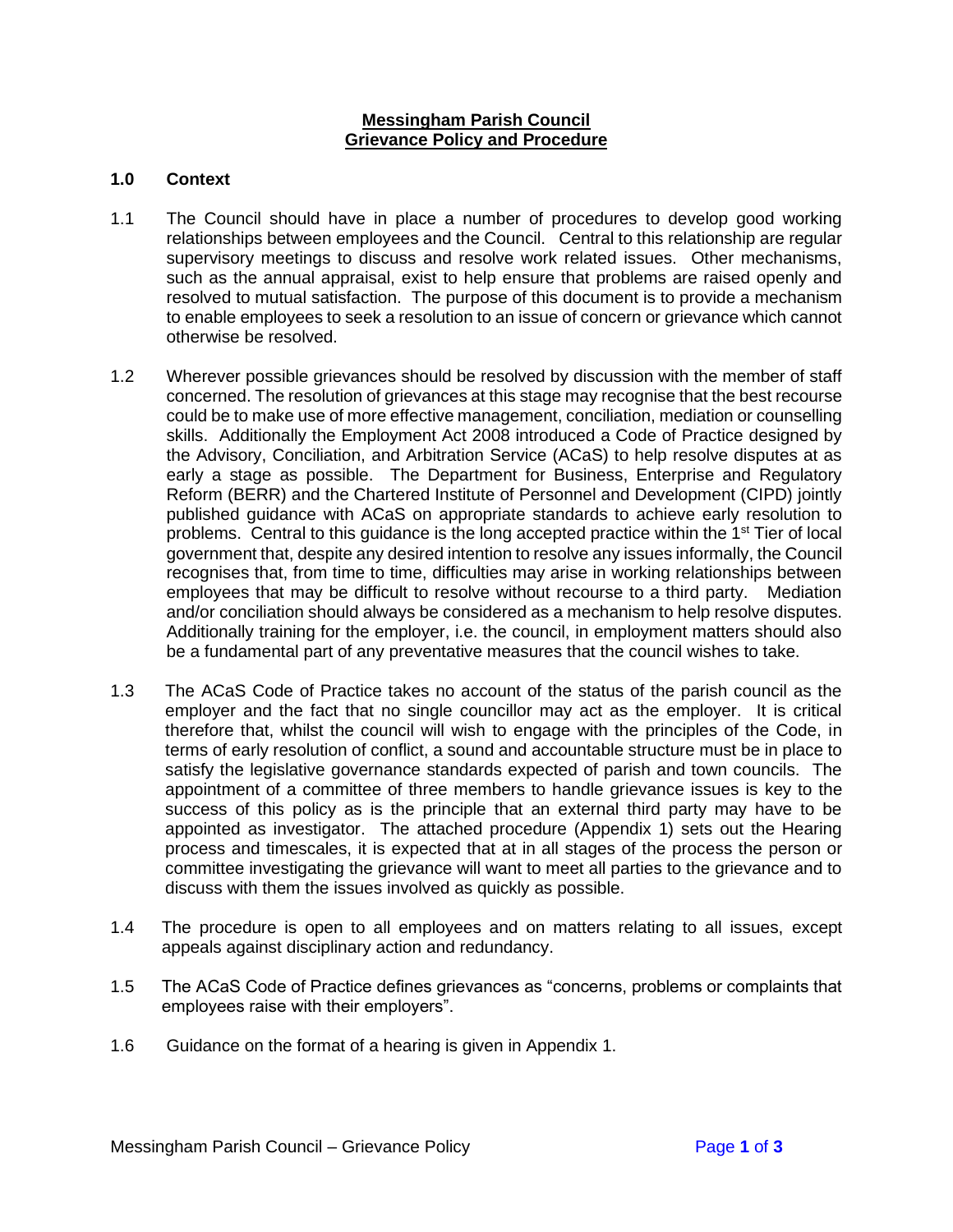**Messingham Parish Council**
**Grievance Policy and Procedure**

## 1.0 Context

1.1 The Council should have in place a number of procedures to develop good working relationships between employees and the Council. Central to this relationship are regular supervisory meetings to discuss and resolve work related issues. Other mechanisms, such as the annual appraisal, exist to help ensure that problems are raised openly and resolved to mutual satisfaction. The purpose of this document is to provide a mechanism to enable employees to seek a resolution to an issue of concern or grievance which cannot otherwise be resolved.

1.2 Wherever possible grievances should be resolved by discussion with the member of staff concerned. The resolution of grievances at this stage may recognise that the best recourse could be to make use of more effective management, conciliation, mediation or counselling skills. Additionally the Employment Act 2008 introduced a Code of Practice designed by the Advisory, Conciliation, and Arbitration Service (ACaS) to help resolve disputes at as early a stage as possible. The Department for Business, Enterprise and Regulatory Reform (BERR) and the Chartered Institute of Personnel and Development (CIPD) jointly published guidance with ACaS on appropriate standards to achieve early resolution to problems. Central to this guidance is the long accepted practice within the 1st Tier of local government that, despite any desired intention to resolve any issues informally, the Council recognises that, from time to time, difficulties may arise in working relationships between employees that may be difficult to resolve without recourse to a third party. Mediation and/or conciliation should always be considered as a mechanism to help resolve disputes. Additionally training for the employer, i.e. the council, in employment matters should also be a fundamental part of any preventative measures that the council wishes to take.

1.3 The ACaS Code of Practice takes no account of the status of the parish council as the employer and the fact that no single councillor may act as the employer. It is critical therefore that, whilst the council will wish to engage with the principles of the Code, in terms of early resolution of conflict, a sound and accountable structure must be in place to satisfy the legislative governance standards expected of parish and town councils. The appointment of a committee of three members to handle grievance issues is key to the success of this policy as is the principle that an external third party may have to be appointed as investigator. The attached procedure (Appendix 1) sets out the Hearing process and timescales, it is expected that at in all stages of the process the person or committee investigating the grievance will want to meet all parties to the grievance and to discuss with them the issues involved as quickly as possible.

1.4 The procedure is open to all employees and on matters relating to all issues, except appeals against disciplinary action and redundancy.

1.5 The ACaS Code of Practice defines grievances as "concerns, problems or complaints that employees raise with their employers".

1.6 Guidance on the format of a hearing is given in Appendix 1.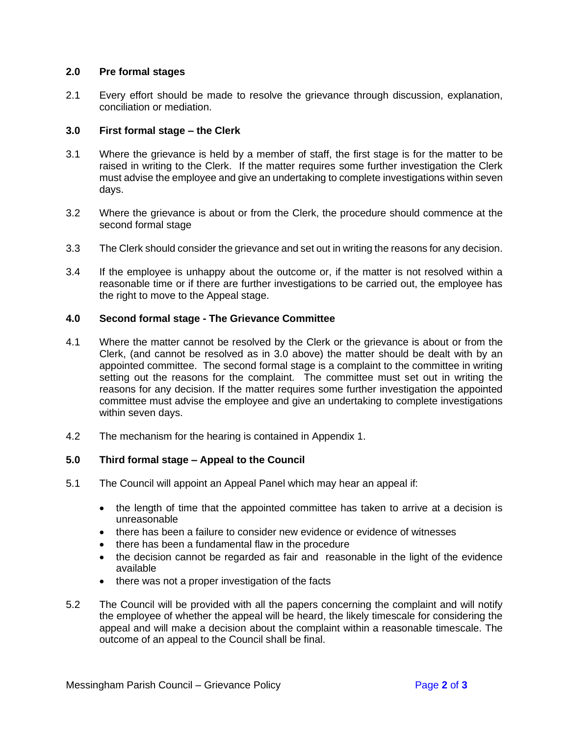## 2.0 Pre formal stages

2.1 Every effort should be made to resolve the grievance through discussion, explanation, conciliation or mediation.

## 3.0 First formal stage – the Clerk

3.1 Where the grievance is held by a member of staff, the first stage is for the matter to be raised in writing to the Clerk. If the matter requires some further investigation the Clerk must advise the employee and give an undertaking to complete investigations within seven days.

3.2 Where the grievance is about or from the Clerk, the procedure should commence at the second formal stage

3.3 The Clerk should consider the grievance and set out in writing the reasons for any decision.

3.4 If the employee is unhappy about the outcome or, if the matter is not resolved within a reasonable time or if there are further investigations to be carried out, the employee has the right to move to the Appeal stage.

## 4.0 Second formal stage - The Grievance Committee

4.1 Where the matter cannot be resolved by the Clerk or the grievance is about or from the Clerk, (and cannot be resolved as in 3.0 above) the matter should be dealt with by an appointed committee. The second formal stage is a complaint to the committee in writing setting out the reasons for the complaint. The committee must set out in writing the reasons for any decision. If the matter requires some further investigation the appointed committee must advise the employee and give an undertaking to complete investigations within seven days.

4.2 The mechanism for the hearing is contained in Appendix 1.

## 5.0 Third formal stage – Appeal to the Council

5.1 The Council will appoint an Appeal Panel which may hear an appeal if:

- the length of time that the appointed committee has taken to arrive at a decision is unreasonable
- there has been a failure to consider new evidence or evidence of witnesses
- there has been a fundamental flaw in the procedure
- the decision cannot be regarded as fair and reasonable in the light of the evidence available
- there was not a proper investigation of the facts

5.2 The Council will be provided with all the papers concerning the complaint and will notify the employee of whether the appeal will be heard, the likely timescale for considering the appeal and will make a decision about the complaint within a reasonable timescale. The outcome of an appeal to the Council shall be final.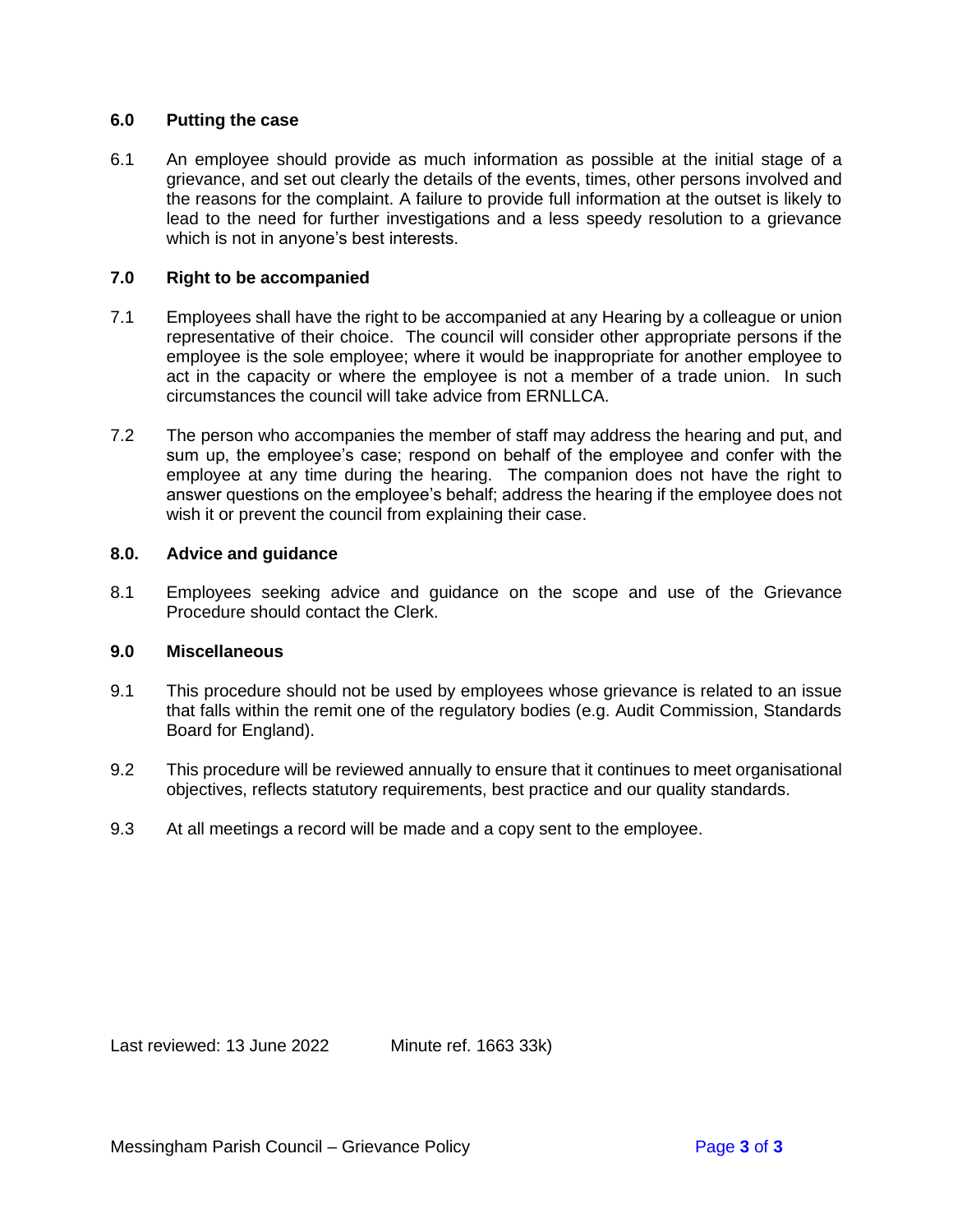## 6.0 Putting the case

6.1 An employee should provide as much information as possible at the initial stage of a grievance, and set out clearly the details of the events, times, other persons involved and the reasons for the complaint. A failure to provide full information at the outset is likely to lead to the need for further investigations and a less speedy resolution to a grievance which is not in anyone's best interests.

## 7.0 Right to be accompanied

7.1 Employees shall have the right to be accompanied at any Hearing by a colleague or union representative of their choice. The council will consider other appropriate persons if the employee is the sole employee; where it would be inappropriate for another employee to act in the capacity or where the employee is not a member of a trade union. In such circumstances the council will take advice from ERNLLCA.

7.2 The person who accompanies the member of staff may address the hearing and put, and sum up, the employee's case; respond on behalf of the employee and confer with the employee at any time during the hearing. The companion does not have the right to answer questions on the employee's behalf; address the hearing if the employee does not wish it or prevent the council from explaining their case.

## 8.0. Advice and guidance

8.1 Employees seeking advice and guidance on the scope and use of the Grievance Procedure should contact the Clerk.

## 9.0 Miscellaneous

9.1 This procedure should not be used by employees whose grievance is related to an issue that falls within the remit one of the regulatory bodies (e.g. Audit Commission, Standards Board for England).

9.2 This procedure will be reviewed annually to ensure that it continues to meet organisational objectives, reflects statutory requirements, best practice and our quality standards.

9.3 At all meetings a record will be made and a copy sent to the employee.

Last reviewed: 13 June 2022 Minute ref. 1663 33k)